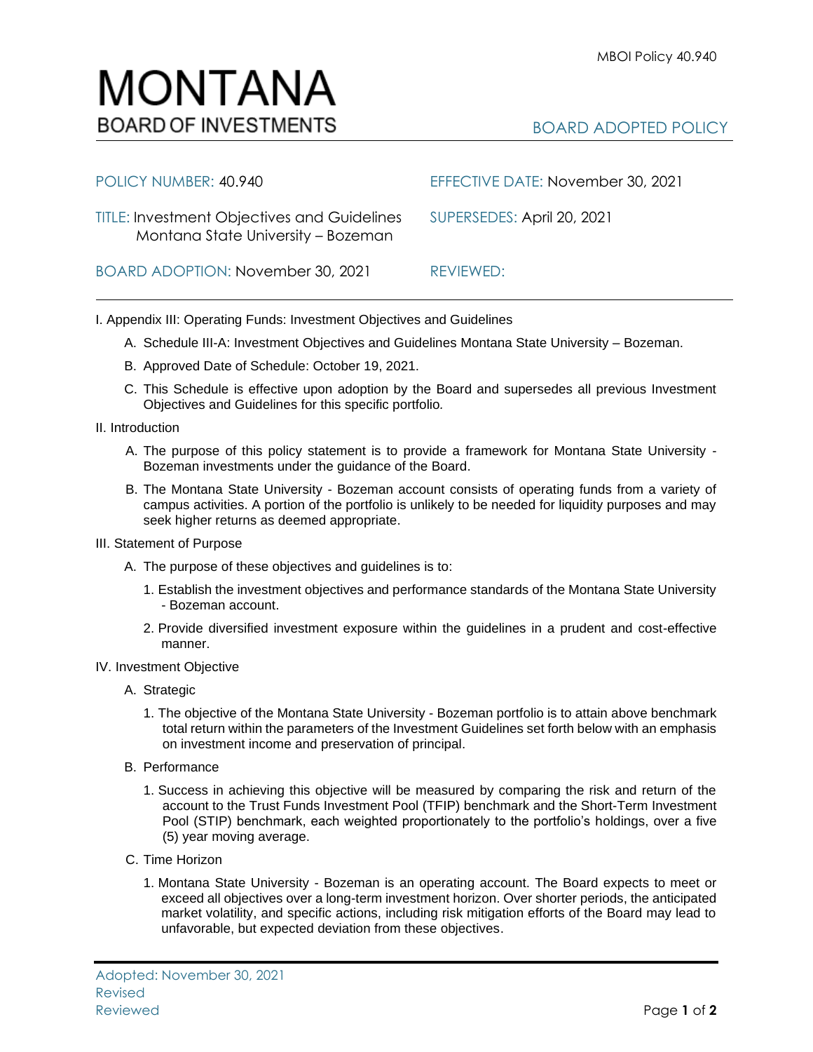MBOI Policy 40.940

# MONTANA
## BOARD OF INVESTMENTS

BOARD ADOPTED POLICY

| | |
|---|---|
| POLICY NUMBER: 40.940 | EFFECTIVE DATE: November 30, 2021 |
| TITLE: Investment Objectives and Guidelines Montana State University – Bozeman | SUPERSEDES: April 20, 2021 |
| BOARD ADOPTION: November 30, 2021 | REVIEWED: |

I. Appendix III: Operating Funds: Investment Objectives and Guidelines

A. Schedule III-A: Investment Objectives and Guidelines Montana State University – Bozeman.

B. Approved Date of Schedule: October 19, 2021.

C. This Schedule is effective upon adoption by the Board and supersedes all previous Investment Objectives and Guidelines for this specific portfolio.

II. Introduction

A. The purpose of this policy statement is to provide a framework for Montana State University - Bozeman investments under the guidance of the Board.

B. The Montana State University - Bozeman account consists of operating funds from a variety of campus activities. A portion of the portfolio is unlikely to be needed for liquidity purposes and may seek higher returns as deemed appropriate.

III. Statement of Purpose

A. The purpose of these objectives and guidelines is to:

1. Establish the investment objectives and performance standards of the Montana State University - Bozeman account.

2. Provide diversified investment exposure within the guidelines in a prudent and cost-effective manner.

IV. Investment Objective

A. Strategic

1. The objective of the Montana State University - Bozeman portfolio is to attain above benchmark total return within the parameters of the Investment Guidelines set forth below with an emphasis on investment income and preservation of principal.

B. Performance

1. Success in achieving this objective will be measured by comparing the risk and return of the account to the Trust Funds Investment Pool (TFIP) benchmark and the Short-Term Investment Pool (STIP) benchmark, each weighted proportionately to the portfolio's holdings, over a five (5) year moving average.

C. Time Horizon

1. Montana State University - Bozeman is an operating account. The Board expects to meet or exceed all objectives over a long-term investment horizon. Over shorter periods, the anticipated market volatility, and specific actions, including risk mitigation efforts of the Board may lead to unfavorable, but expected deviation from these objectives.

Adopted: November 30, 2021
Revised
Reviewed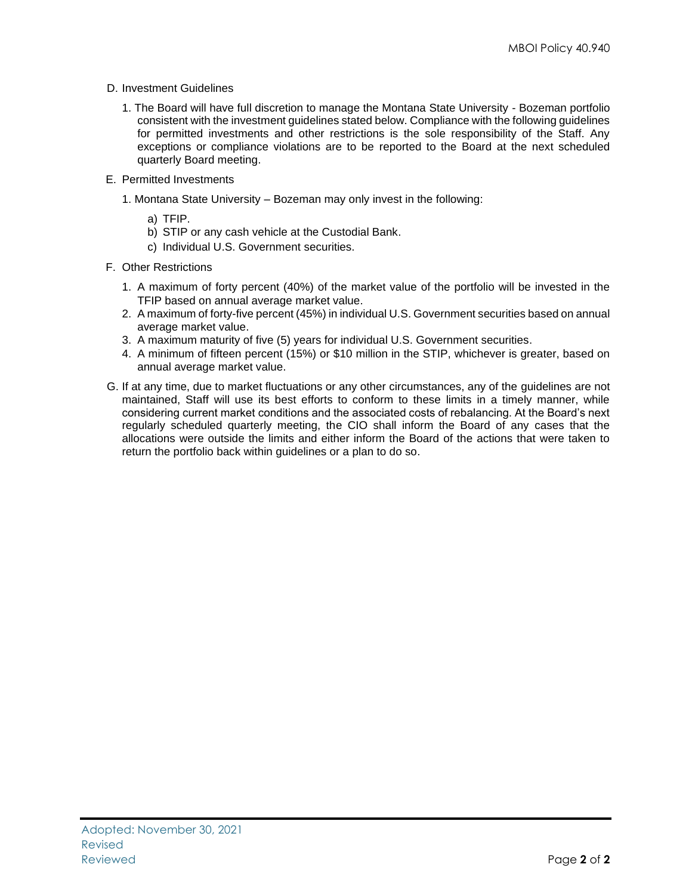D. Investment Guidelines

   1. The Board will have full discretion to manage the Montana State University - Bozeman portfolio consistent with the investment guidelines stated below. Compliance with the following guidelines for permitted investments and other restrictions is the sole responsibility of the Staff. Any exceptions or compliance violations are to be reported to the Board at the next scheduled quarterly Board meeting.

E. Permitted Investments

   1. Montana State University – Bozeman may only invest in the following:

      a) TFIP.
      b) STIP or any cash vehicle at the Custodial Bank.
      c) Individual U.S. Government securities.

F. Other Restrictions

   1. A maximum of forty percent (40%) of the market value of the portfolio will be invested in the TFIP based on annual average market value.
   2. A maximum of forty-five percent (45%) in individual U.S. Government securities based on annual average market value.
   3. A maximum maturity of five (5) years for individual U.S. Government securities.
   4. A minimum of fifteen percent (15%) or $10 million in the STIP, whichever is greater, based on annual average market value.

G. If at any time, due to market fluctuations or any other circumstances, any of the guidelines are not maintained, Staff will use its best efforts to conform to these limits in a timely manner, while considering current market conditions and the associated costs of rebalancing. At the Board's next regularly scheduled quarterly meeting, the CIO shall inform the Board of any cases that the allocations were outside the limits and either inform the Board of the actions that were taken to return the portfolio back within guidelines or a plan to do so.

Adopted: November 30, 2021
Revised
Reviewed